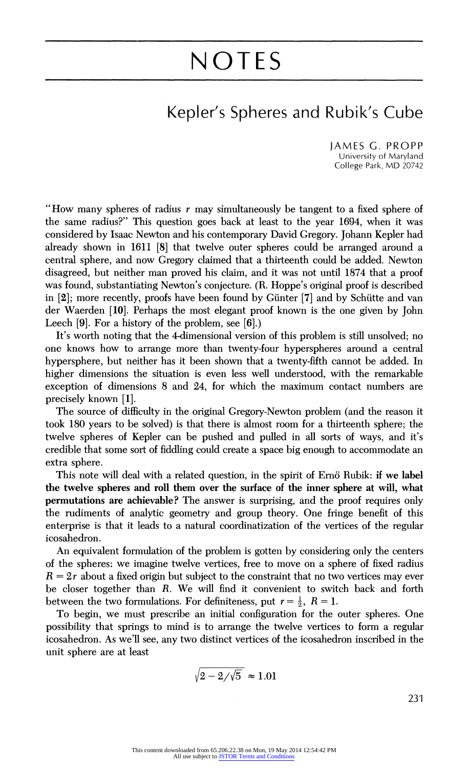# NOTES

## Kepler's Spheres and Rubik's Cube

JAMES G. PROPP
University of Maryland
College Park, MD 20742

"How many spheres of radius $r$ may simultaneously be tangent to a fixed sphere of the same radius?" This question goes back at least to the year 1694, when it was considered by Isaac Newton and his contemporary David Gregory. Johann Kepler had already shown in 1611 [8] that twelve outer spheres could be arranged around a central sphere, and now Gregory claimed that a thirteenth could be added. Newton disagreed, but neither man proved his claim, and it was not until 1874 that a proof was found, substantiating Newton's conjecture. (R. Hoppe's original proof is described in [2]; more recently, proofs have been found by Günter [7] and by Schütte and van der Waerden [10]. Perhaps the most elegant proof known is the one given by John Leech [9]. For a history of the problem, see [6].)

It's worth noting that the 4-dimensional version of this problem is still unsolved; no one knows how to arrange more than twenty-four hyperspheres around a central hypersphere, but neither has it been shown that a twenty-fifth cannot be added. In higher dimensions the situation is even less well understood, with the remarkable exception of dimensions 8 and 24, for which the maximum contact numbers are precisely known [1].

The source of difficulty in the original Gregory-Newton problem (and the reason it took 180 years to be solved) is that there is almost room for a thirteenth sphere; the twelve spheres of Kepler can be pushed and pulled in all sorts of ways, and it's credible that some sort of fiddling could create a space big enough to accommodate an extra sphere.

This note will deal with a related question, in the spirit of Ernö Rubik: **if we label the twelve spheres and roll them over the surface of the inner sphere at will, what permutations are achievable?** The answer is surprising, and the proof requires only the rudiments of analytic geometry and group theory. One fringe benefit of this enterprise is that it leads to a natural coordinatization of the vertices of the regular icosahedron.

An equivalent formulation of the problem is gotten by considering only the centers of the spheres: we imagine twelve vertices, free to move on a sphere of fixed radius $R = 2r$ about a fixed origin but subject to the constraint that no two vertices may ever be closer together than $R$. We will find it convenient to switch back and forth between the two formulations. For definiteness, put $r = \frac{1}{2}$, $R = 1$.

To begin, we must prescribe an initial configuration for the outer spheres. One possibility that springs to mind is to arrange the twelve vertices to form a regular icosahedron. As we'll see, any two distinct vertices of the icosahedron inscribed in the unit sphere are at least

$$\sqrt{2 - 2/\sqrt{5}} \approx 1.01$$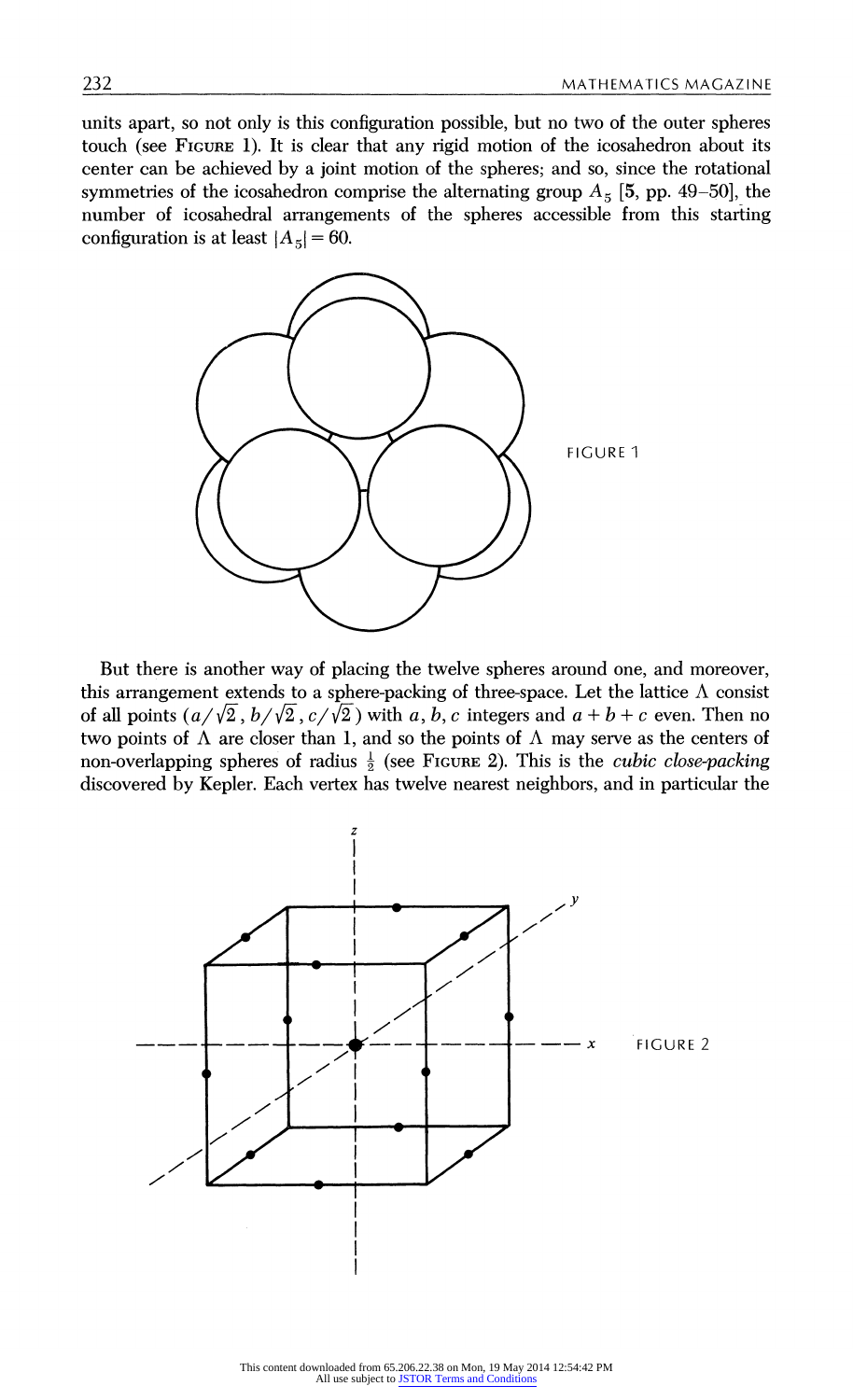units apart, so not only is this configuration possible, but no two of the outer spheres touch (see FIGURE 1). It is clear that any rigid motion of the icosahedron about its center can be achieved by a joint motion of the spheres; and so, since the rotational symmetries of the icosahedron comprise the alternating group $A_5$ [**5**, pp. 49–50], the number of icosahedral arrangements of the spheres accessible from this starting configuration is at least $|A_5| = 60$.

FIGURE 1

But there is another way of placing the twelve spheres around one, and moreover, this arrangement extends to a sphere-packing of three-space. Let the lattice $\Lambda$ consist of all points $(a/\sqrt{2}, b/\sqrt{2}, c/\sqrt{2})$ with $a, b, c$ integers and $a + b + c$ even. Then no two points of $\Lambda$ are closer than 1, and so the points of $\Lambda$ may serve as the centers of non-overlapping spheres of radius $\frac{1}{2}$ (see FIGURE 2). This is the *cubic close-packing* discovered by Kepler. Each vertex has twelve nearest neighbors, and in particular the

FIGURE 2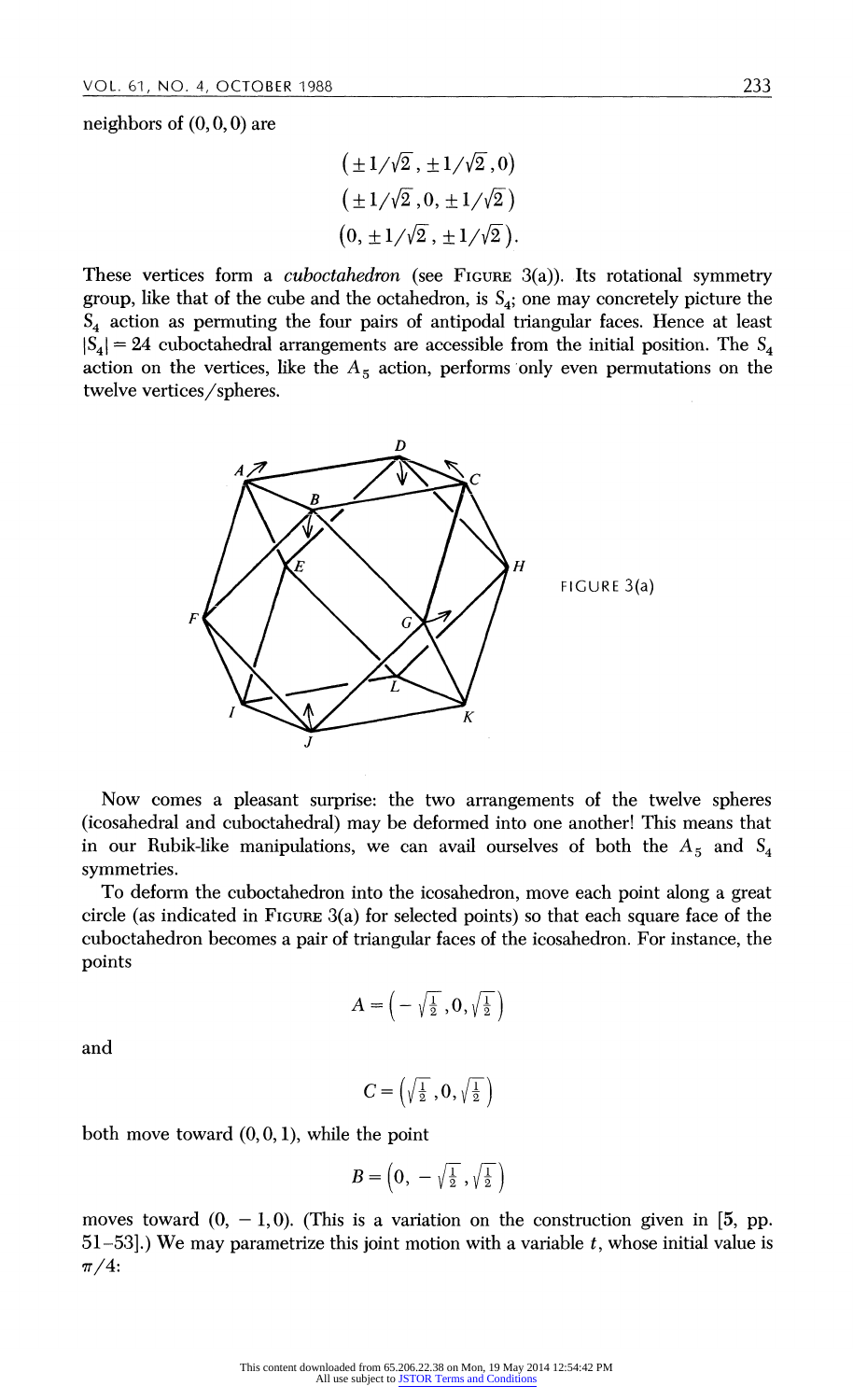neighbors of $(0,0,0)$ are

$$\begin{gathered}(\pm 1/\sqrt{2}, \pm 1/\sqrt{2}, 0)\\(\pm 1/\sqrt{2}, 0, \pm 1/\sqrt{2})\\(0, \pm 1/\sqrt{2}, \pm 1/\sqrt{2}).\end{gathered}$$

These vertices form a *cuboctahedron* (see FIGURE 3(a)). Its rotational symmetry group, like that of the cube and the octahedron, is $S_4$; one may concretely picture the $S_4$ action as permuting the four pairs of antipodal triangular faces. Hence at least $|S_4| = 24$ cuboctahedral arrangements are accessible from the initial position. The $S_4$ action on the vertices, like the $A_5$ action, performs only even permutations on the twelve vertices/spheres.

FIGURE 3(a)

Now comes a pleasant surprise: the two arrangements of the twelve spheres (icosahedral and cuboctahedral) may be deformed into one another! This means that in our Rubik-like manipulations, we can avail ourselves of both the $A_5$ and $S_4$ symmetries.

To deform the cuboctahedron into the icosahedron, move each point along a great circle (as indicated in FIGURE 3(a) for selected points) so that each square face of the cuboctahedron becomes a pair of triangular faces of the icosahedron. For instance, the points

$$A = \left(-\sqrt{\tfrac{1}{2}}, 0, \sqrt{\tfrac{1}{2}}\right)$$

and

$$C = \left(\sqrt{\tfrac{1}{2}}, 0, \sqrt{\tfrac{1}{2}}\right)$$

both move toward $(0,0,1)$, while the point

$$B = \left(0, -\sqrt{\tfrac{1}{2}}, \sqrt{\tfrac{1}{2}}\right)$$

moves toward $(0,-1,0)$. (This is a variation on the construction given in [**5**, pp. 51–53].) We may parametrize this joint motion with a variable $t$, whose initial value is $\pi/4$: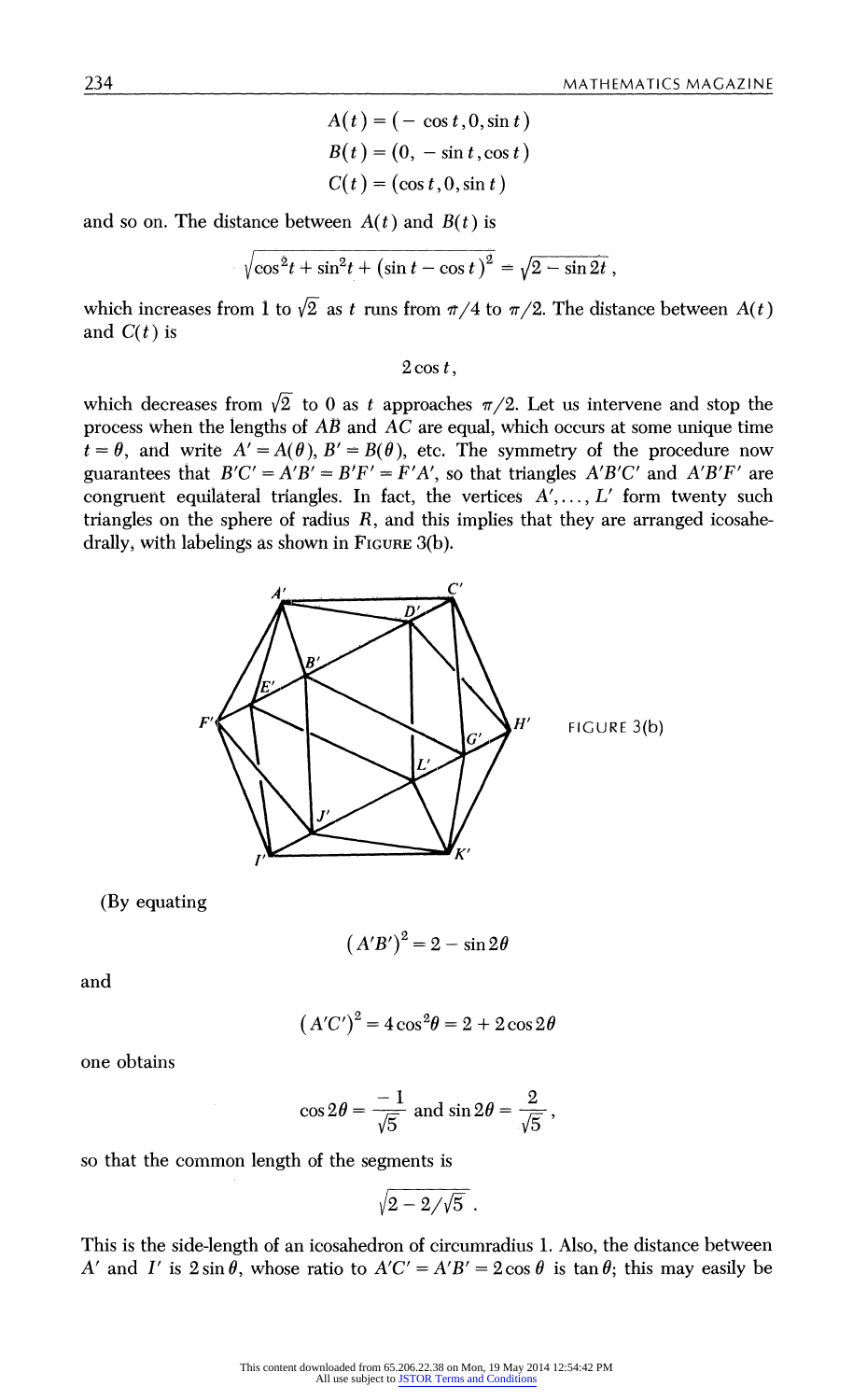$$A(t) = (-\cos t, 0, \sin t)$$
$$B(t) = (0, -\sin t, \cos t)$$
$$C(t) = (\cos t, 0, \sin t)$$

and so on. The distance between $A(t)$ and $B(t)$ is

$$\sqrt{\cos^2 t + \sin^2 t + (\sin t - \cos t)^2} = \sqrt{2 - \sin 2t}\,,$$

which increases from 1 to $\sqrt{2}$ as $t$ runs from $\pi/4$ to $\pi/2$. The distance between $A(t)$ and $C(t)$ is

$$2\cos t,$$

which decreases from $\sqrt{2}$ to 0 as $t$ approaches $\pi/2$. Let us intervene and stop the process when the lengths of $AB$ and $AC$ are equal, which occurs at some unique time $t = \theta$, and write $A' = A(\theta)$, $B' = B(\theta)$, etc. The symmetry of the procedure now guarantees that $B'C' = A'B' = B'F' = F'A'$, so that triangles $A'B'C'$ and $A'B'F'$ are congruent equilateral triangles. In fact, the vertices $A', \dots, L'$ form twenty such triangles on the sphere of radius $R$, and this implies that they are arranged icosahedrally, with labelings as shown in FIGURE 3(b).

FIGURE 3(b)

(By equating

$$(A'B')^2 = 2 - \sin 2\theta$$

and

$$(A'C')^2 = 4\cos^2\theta = 2 + 2\cos 2\theta$$

one obtains

$$\cos 2\theta = \frac{-1}{\sqrt{5}} \text{ and } \sin 2\theta = \frac{2}{\sqrt{5}}\,,$$

so that the common length of the segments is

$$\sqrt{2 - 2/\sqrt{5}}\,.$$

This is the side-length of an icosahedron of circumradius 1. Also, the distance between $A'$ and $I'$ is $2\sin\theta$, whose ratio to $A'C' = A'B' = 2\cos\theta$ is $\tan\theta$; this may easily be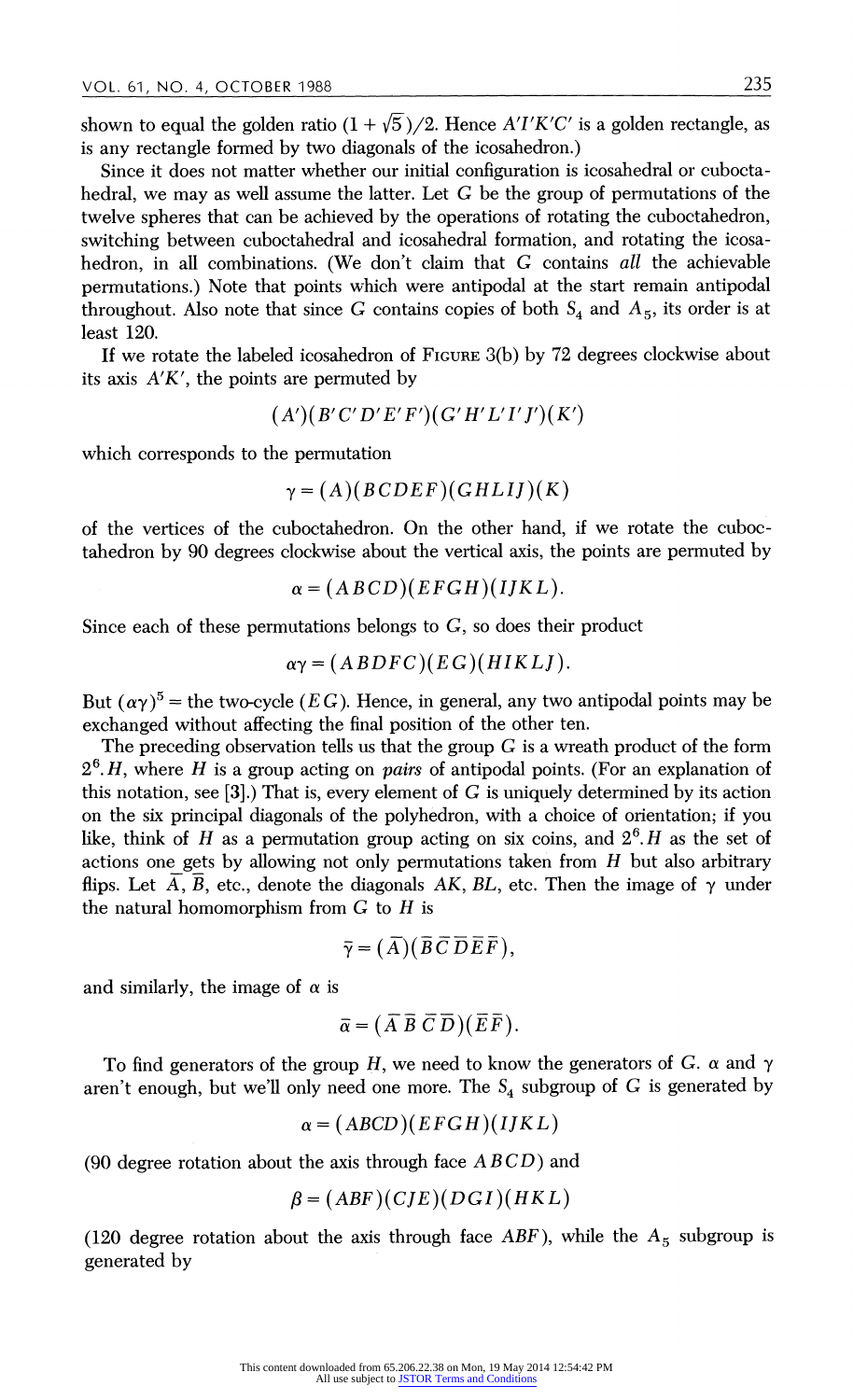shown to equal the golden ratio $(1+\sqrt{5})/2$. Hence $A'I'K'C'$ is a golden rectangle, as is any rectangle formed by two diagonals of the icosahedron.)

Since it does not matter whether our initial configuration is icosahedral or cuboctahedral, we may as well assume the latter. Let $G$ be the group of permutations of the twelve spheres that can be achieved by the operations of rotating the cuboctahedron, switching between cuboctahedral and icosahedral formation, and rotating the icosahedron, in all combinations. (We don't claim that $G$ contains *all* the achievable permutations.) Note that points which were antipodal at the start remain antipodal throughout. Also note that since $G$ contains copies of both $S_4$ and $A_5$, its order is at least 120.

If we rotate the labeled icosahedron of FIGURE 3(b) by 72 degrees clockwise about its axis $A'K'$, the points are permuted by

$$(A')(B'C'D'E'F')(G'H'L'I'J')(K')$$

which corresponds to the permutation

$$\gamma = (A)(BCDEF)(GHLIJ)(K)$$

of the vertices of the cuboctahedron. On the other hand, if we rotate the cuboctahedron by 90 degrees clockwise about the vertical axis, the points are permuted by

$$\alpha = (ABCD)(EFGH)(IJKL).$$

Since each of these permutations belongs to $G$, so does their product

$$\alpha\gamma = (ABDFC)(EG)(HIKLJ).$$

But $(\alpha\gamma)^5 =$ the two-cycle $(EG)$. Hence, in general, any two antipodal points may be exchanged without affecting the final position of the other ten.

The preceding observation tells us that the group $G$ is a wreath product of the form $2^6.H$, where $H$ is a group acting on *pairs* of antipodal points. (For an explanation of this notation, see [3].) That is, every element of $G$ is uniquely determined by its action on the six principal diagonals of the polyhedron, with a choice of orientation; if you like, think of $H$ as a permutation group acting on six coins, and $2^6.H$ as the set of actions one gets by allowing not only permutations taken from $H$ but also arbitrary flips. Let $\overline{A}$, $\overline{B}$, etc., denote the diagonals $AK$, $BL$, etc. Then the image of $\gamma$ under the natural homomorphism from $G$ to $H$ is

$$\bar{\gamma} = (\overline{A})(\overline{B}\,\overline{C}\,\overline{D}\,\overline{E}\,\overline{F}),$$

and similarly, the image of $\alpha$ is

$$\bar{\alpha} = (\overline{A}\,\overline{B}\,\overline{C}\,\overline{D})(\overline{E}\,\overline{F}).$$

To find generators of the group $H$, we need to know the generators of $G$. $\alpha$ and $\gamma$ aren't enough, but we'll only need one more. The $S_4$ subgroup of $G$ is generated by

$$\alpha = (ABCD)(EFGH)(IJKL)$$

(90 degree rotation about the axis through face $ABCD$) and

$$\beta = (ABF)(CJE)(DGI)(HKL)$$

(120 degree rotation about the axis through face $ABF$), while the $A_5$ subgroup is generated by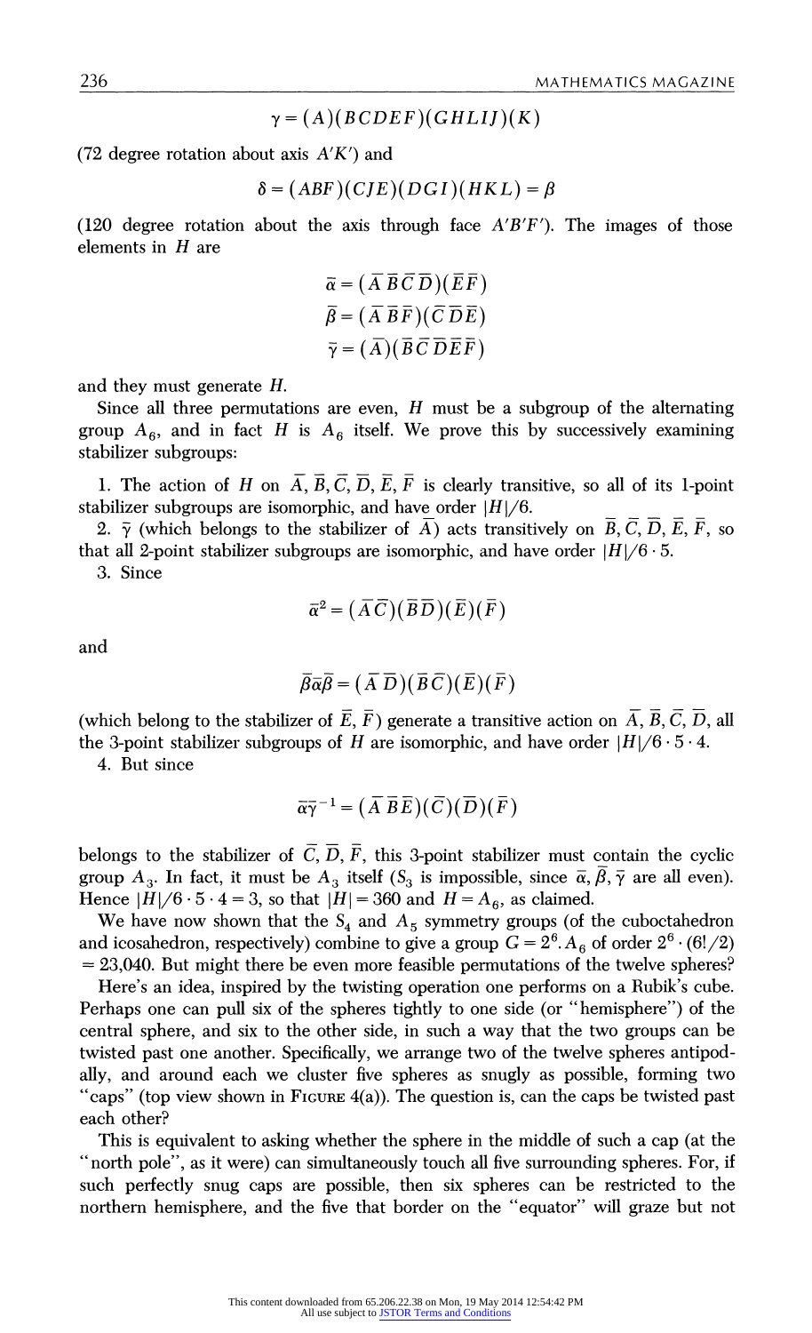$$\gamma = (A)(BCDEF)(GHLIJ)(K)$$

(72 degree rotation about axis $A'K'$) and

$$\delta = (ABF)(CJE)(DGI)(HKL) = \beta$$

(120 degree rotation about the axis through face $A'B'F'$). The images of those elements in $H$ are

$$\bar{\alpha} = (\bar{A}\,\bar{B}\,\bar{C}\,\bar{D})(\bar{E}\,\bar{F})$$
$$\bar{\beta} = (\bar{A}\,\bar{B}\,\bar{F})(\bar{C}\,\bar{D}\,\bar{E})$$
$$\bar{\gamma} = (\bar{A})(\bar{B}\,\bar{C}\,\bar{D}\,\bar{E}\,\bar{F})$$

and they must generate $H$.

Since all three permutations are even, $H$ must be a subgroup of the alternating group $A_6$, and in fact $H$ is $A_6$ itself. We prove this by successively examining stabilizer subgroups:

1. The action of $H$ on $\bar{A}, \bar{B}, \bar{C}, \bar{D}, \bar{E}, \bar{F}$ is clearly transitive, so all of its 1-point stabilizer subgroups are isomorphic, and have order $|H|/6$.

2. $\bar{\gamma}$ (which belongs to the stabilizer of $\bar{A}$) acts transitively on $\bar{B}, \bar{C}, \bar{D}, \bar{E}, \bar{F}$, so that all 2-point stabilizer subgroups are isomorphic, and have order $|H|/6 \cdot 5$.

3. Since

$$\bar{\alpha}^2 = (\bar{A}\,\bar{C})(\bar{B}\,\bar{D})(\bar{E})(\bar{F})$$

and

$$\bar{\beta}\bar{\alpha}\bar{\beta} = (\bar{A}\,\bar{D})(\bar{B}\,\bar{C})(\bar{E})(\bar{F})$$

(which belong to the stabilizer of $\bar{E}, \bar{F}$) generate a transitive action on $\bar{A}, \bar{B}, \bar{C}, \bar{D}$, all the 3-point stabilizer subgroups of $H$ are isomorphic, and have order $|H|/6 \cdot 5 \cdot 4$.

4. But since

$$\bar{\alpha}\bar{\gamma}^{-1} = (\bar{A}\,\bar{B}\,\bar{E})(\bar{C})(\bar{D})(\bar{F})$$

belongs to the stabilizer of $\bar{C}, \bar{D}, \bar{F}$, this 3-point stabilizer must contain the cyclic group $A_3$. In fact, it must be $A_3$ itself ($S_3$ is impossible, since $\bar{\alpha}, \bar{\beta}, \bar{\gamma}$ are all even). Hence $|H|/6 \cdot 5 \cdot 4 = 3$, so that $|H| = 360$ and $H = A_6$, as claimed.

We have now shown that the $S_4$ and $A_5$ symmetry groups (of the cuboctahedron and icosahedron, respectively) combine to give a group $G = 2^6 . A_6$ of order $2^6 \cdot (6!/2) = 23{,}040$. But might there be even more feasible permutations of the twelve spheres?

Here's an idea, inspired by the twisting operation one performs on a Rubik's cube. Perhaps one can pull six of the spheres tightly to one side (or "hemisphere") of the central sphere, and six to the other side, in such a way that the two groups can be twisted past one another. Specifically, we arrange two of the twelve spheres antipodally, and around each we cluster five spheres as snugly as possible, forming two "caps" (top view shown in FIGURE 4(a)). The question is, can the caps be twisted past each other?

This is equivalent to asking whether the sphere in the middle of such a cap (at the "north pole", as it were) can simultaneously touch all five surrounding spheres. For, if such perfectly snug caps are possible, then six spheres can be restricted to the northern hemisphere, and the five that border on the "equator" will graze but not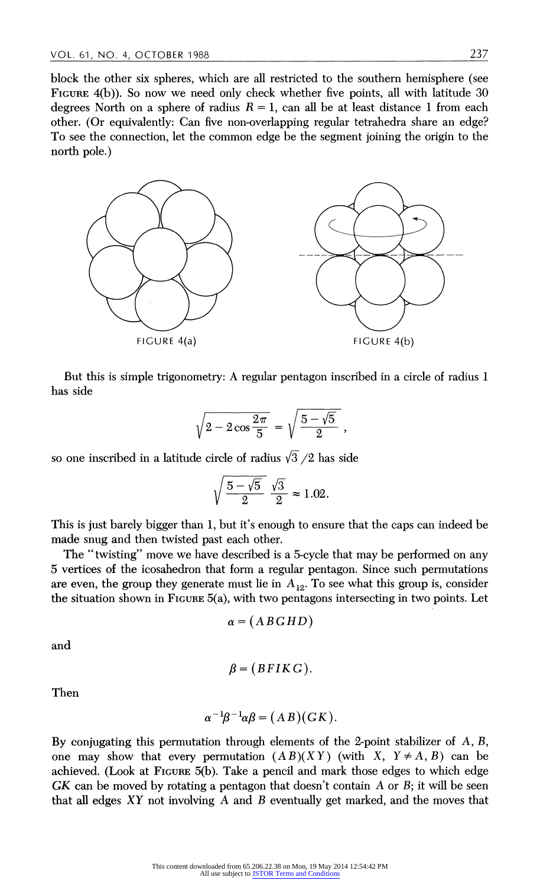block the other six spheres, which are all restricted to the southern hemisphere (see FIGURE 4(b)). So now we need only check whether five points, all with latitude 30 degrees North on a sphere of radius $R = 1$, can all be at least distance 1 from each other. (Or equivalently: Can five non-overlapping regular tetrahedra share an edge? To see the connection, let the common edge be the segment joining the origin to the north pole.)

FIGURE 4(a)

FIGURE 4(b)

But this is simple trigonometry: A regular pentagon inscribed in a circle of radius 1 has side

$$\sqrt{2 - 2\cos\frac{2\pi}{5}} = \sqrt{\frac{5-\sqrt{5}}{2}}\,,$$

so one inscribed in a latitude circle of radius $\sqrt{3}/2$ has side

$$\sqrt{\frac{5-\sqrt{5}}{2}}\;\frac{\sqrt{3}}{2} \approx 1.02.$$

This is just barely bigger than 1, but it's enough to ensure that the caps can indeed be made snug and then twisted past each other.

The "twisting" move we have described is a 5-cycle that may be performed on any 5 vertices of the icosahedron that form a regular pentagon. Since such permutations are even, the group they generate must lie in $A_{12}$. To see what this group is, consider the situation shown in FIGURE 5(a), with two pentagons intersecting in two points. Let

$$\alpha = (ABGHD)$$

and

$$\beta = (BFIKG).$$

Then

$$\alpha^{-1}\beta^{-1}\alpha\beta = (AB)(GK).$$

By conjugating this permutation through elements of the 2-point stabilizer of $A$, $B$, one may show that every permutation $(AB)(XY)$ (with $X$, $Y \neq A, B$) can be achieved. (Look at FIGURE 5(b). Take a pencil and mark those edges to which edge $GK$ can be moved by rotating a pentagon that doesn't contain $A$ or $B$; it will be seen that all edges $XY$ not involving $A$ and $B$ eventually get marked, and the moves that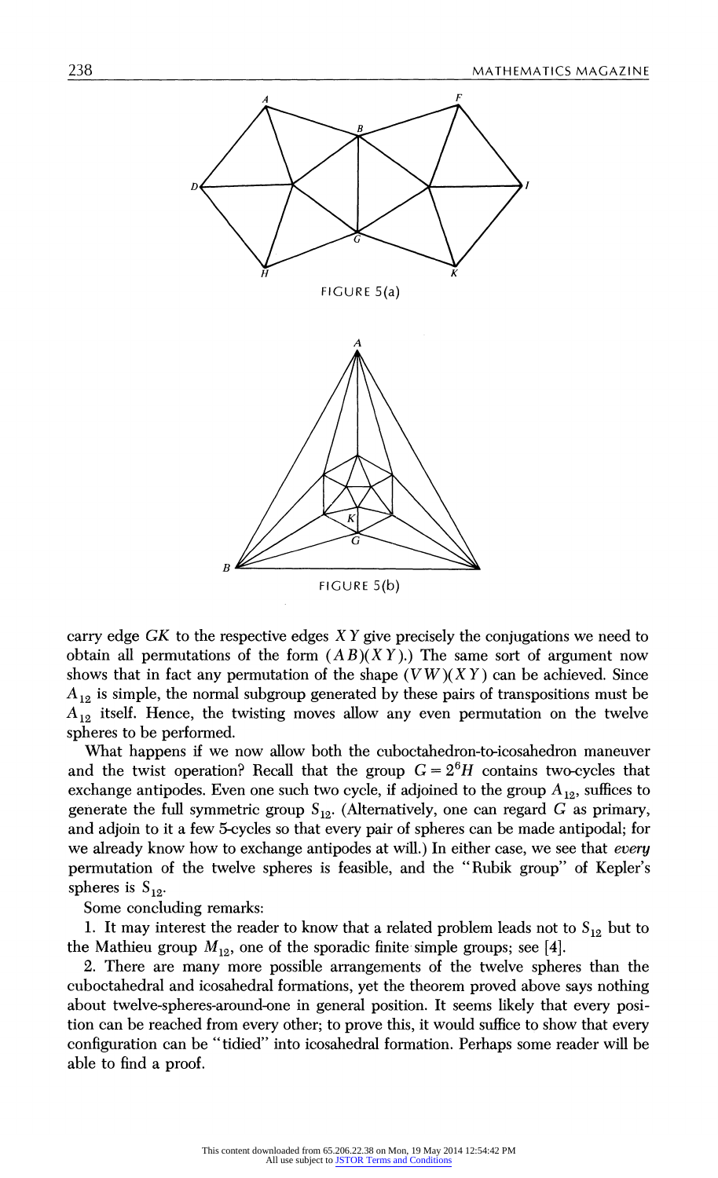FIGURE 5(a)

FIGURE 5(b)

carry edge $GK$ to the respective edges $XY$ give precisely the conjugations we need to obtain all permutations of the form $(AB)(XY)$.) The same sort of argument now shows that in fact any permutation of the shape $(VW)(XY)$ can be achieved. Since $A_{12}$ is simple, the normal subgroup generated by these pairs of transpositions must be $A_{12}$ itself. Hence, the twisting moves allow any even permutation on the twelve spheres to be performed.

What happens if we now allow both the cuboctahedron-to-icosahedron maneuver and the twist operation? Recall that the group $G = 2^6 H$ contains two-cycles that exchange antipodes. Even one such two cycle, if adjoined to the group $A_{12}$, suffices to generate the full symmetric group $S_{12}$. (Alternatively, one can regard $G$ as primary, and adjoin to it a few 5-cycles so that every pair of spheres can be made antipodal; for we already know how to exchange antipodes at will.) In either case, we see that *every* permutation of the twelve spheres is feasible, and the "Rubik group" of Kepler's spheres is $S_{12}$.

Some concluding remarks:

1. It may interest the reader to know that a related problem leads not to $S_{12}$ but to the Mathieu group $M_{12}$, one of the sporadic finite simple groups; see [4].

2. There are many more possible arrangements of the twelve spheres than the cuboctahedral and icosahedral formations, yet the theorem proved above says nothing about twelve-spheres-around-one in general position. It seems likely that every position can be reached from every other; to prove this, it would suffice to show that every configuration can be "tidied" into icosahedral formation. Perhaps some reader will be able to find a proof.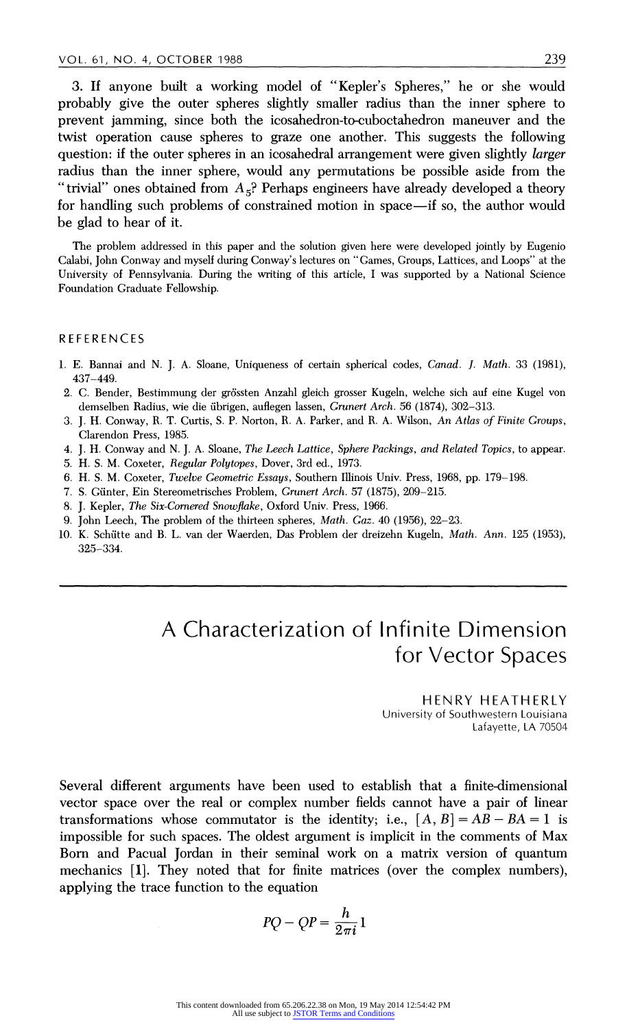3. If anyone built a working model of "Kepler's Spheres," he or she would probably give the outer spheres slightly smaller radius than the inner sphere to prevent jamming, since both the icosahedron-to-cuboctahedron maneuver and the twist operation cause spheres to graze one another. This suggests the following question: if the outer spheres in an icosahedral arrangement were given slightly *larger* radius than the inner sphere, would any permutations be possible aside from the "trivial" ones obtained from $A_5$? Perhaps engineers have already developed a theory for handling such problems of constrained motion in space—if so, the author would be glad to hear of it.

The problem addressed in this paper and the solution given here were developed jointly by Eugenio Calabi, John Conway and myself during Conway's lectures on "Games, Groups, Lattices, and Loops" at the University of Pennsylvania. During the writing of this article, I was supported by a National Science Foundation Graduate Fellowship.

## REFERENCES

1. E. Bannai and N. J. A. Sloane, Uniqueness of certain spherical codes, *Canad. J. Math.* 33 (1981), 437–449.
2. C. Bender, Bestimmung der grössten Anzahl gleich grosser Kugeln, welche sich auf eine Kugel von demselben Radius, wie die übrigen, auflegen lassen, *Grunert Arch.* 56 (1874), 302–313.
3. J. H. Conway, R. T. Curtis, S. P. Norton, R. A. Parker, and R. A. Wilson, *An Atlas of Finite Groups*, Clarendon Press, 1985.
4. J. H. Conway and N. J. A. Sloane, *The Leech Lattice, Sphere Packings, and Related Topics*, to appear.
5. H. S. M. Coxeter, *Regular Polytopes*, Dover, 3rd ed., 1973.
6. H. S. M. Coxeter, *Twelve Geometric Essays*, Southern Illinois Univ. Press, 1968, pp. 179–198.
7. S. Günter, Ein Stereometrisches Problem, *Grunert Arch.* 57 (1875), 209–215.
8. J. Kepler, *The Six-Cornered Snowflake*, Oxford Univ. Press, 1966.
9. John Leech, The problem of the thirteen spheres, *Math. Gaz.* 40 (1956), 22–23.
10. K. Schütte and B. L. van der Waerden, Das Problem der dreizehn Kugeln, *Math. Ann.* 125 (1953), 325–334.

---

# A Characterization of Infinite Dimension for Vector Spaces

HENRY HEATHERLY
University of Southwestern Louisiana
Lafayette, LA 70504

Several different arguments have been used to establish that a finite-dimensional vector space over the real or complex number fields cannot have a pair of linear transformations whose commutator is the identity; i.e., $[A, B] = AB - BA = 1$ is impossible for such spaces. The oldest argument is implicit in the comments of Max Born and Pacual Jordan in their seminal work on a matrix version of quantum mechanics [1]. They noted that for finite matrices (over the complex numbers), applying the trace function to the equation

$$PQ - QP = \frac{h}{2\pi i}1$$